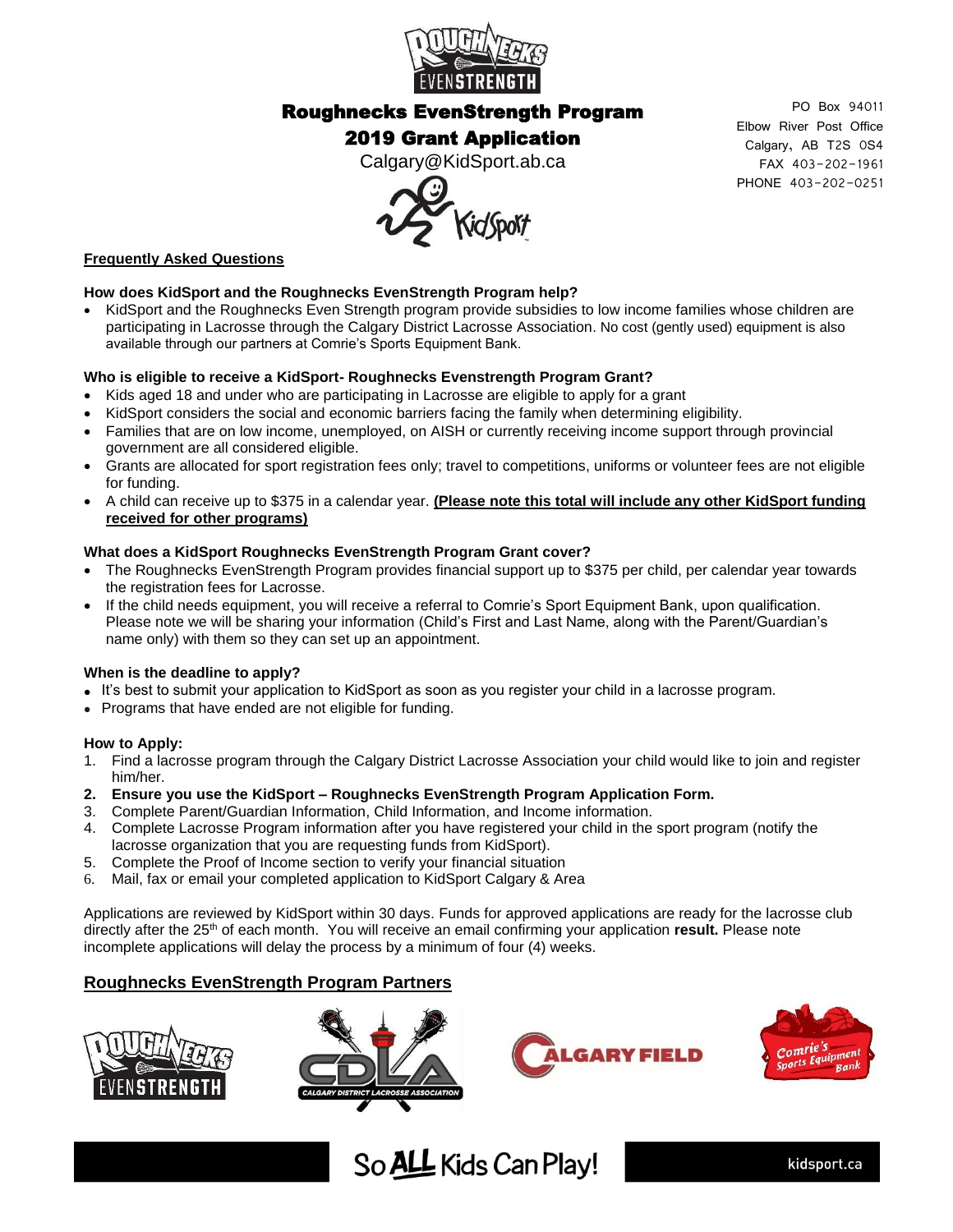# Roughnecks EvenStrength Program

## 2019 Grant Application

Calgary@KidSport.ab.ca

PO Box 94011
Elbow River Post Office
Calgary, AB T2S 0S4
FAX 403-202-1961
PHONE 403-202-0251

**Frequently Asked Questions**

**How does KidSport and the Roughnecks EvenStrength Program help?**

- KidSport and the Roughnecks Even Strength program provide subsidies to low income families whose children are participating in Lacrosse through the Calgary District Lacrosse Association. No cost (gently used) equipment is also available through our partners at Comrie's Sports Equipment Bank.

**Who is eligible to receive a KidSport- Roughnecks Evenstrength Program Grant?**

- Kids aged 18 and under who are participating in Lacrosse are eligible to apply for a grant
- KidSport considers the social and economic barriers facing the family when determining eligibility.
- Families that are on low income, unemployed, on AISH or currently receiving income support through provincial government are all considered eligible.
- Grants are allocated for sport registration fees only; travel to competitions, uniforms or volunteer fees are not eligible for funding.
- A child can receive up to $375 in a calendar year. **(Please note this total will include any other KidSport funding received for other programs)**

**What does a KidSport Roughnecks EvenStrength Program Grant cover?**

- The Roughnecks EvenStrength Program provides financial support up to $375 per child, per calendar year towards the registration fees for Lacrosse.
- If the child needs equipment, you will receive a referral to Comrie's Sport Equipment Bank, upon qualification. Please note we will be sharing your information (Child's First and Last Name, along with the Parent/Guardian's name only) with them so they can set up an appointment.

**When is the deadline to apply?**

- It's best to submit your application to KidSport as soon as you register your child in a lacrosse program.
- Programs that have ended are not eligible for funding.

**How to Apply:**

1. Find a lacrosse program through the Calgary District Lacrosse Association your child would like to join and register him/her.
2. **Ensure you use the KidSport – Roughnecks EvenStrength Program Application Form.**
3. Complete Parent/Guardian Information, Child Information, and Income information.
4. Complete Lacrosse Program information after you have registered your child in the sport program (notify the lacrosse organization that you are requesting funds from KidSport).
5. Complete the Proof of Income section to verify your financial situation
6. Mail, fax or email your completed application to KidSport Calgary & Area

Applications are reviewed by KidSport within 30 days. Funds for approved applications are ready for the lacrosse club directly after the 25th of each month. You will receive an email confirming your application **result.** Please note incomplete applications will delay the process by a minimum of four (4) weeks.

## Roughnecks EvenStrength Program Partners

So ALL Kids Can Play!

kidsport.ca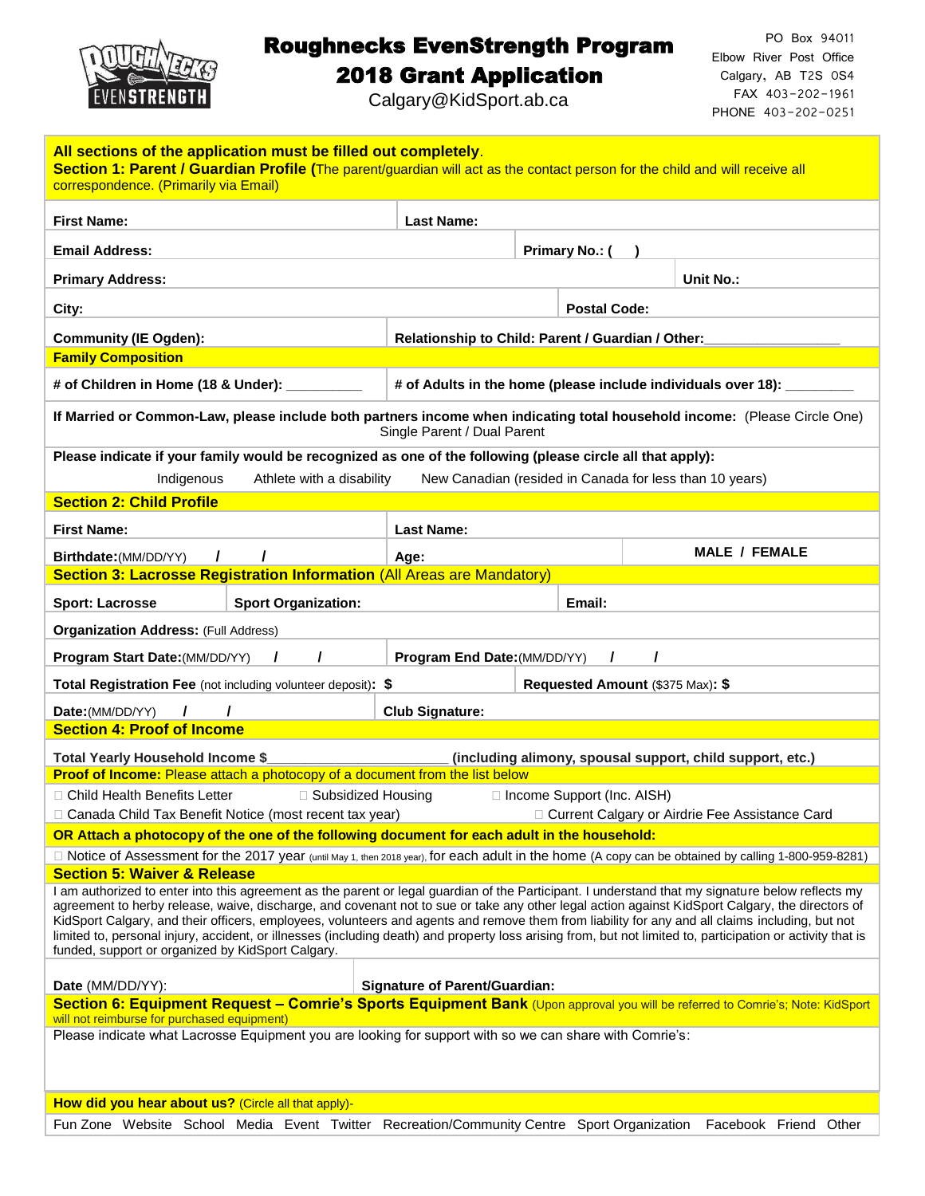# Roughnecks EvenStrength Program
# 2018 Grant Application

Calgary@KidSport.ab.ca

PO Box 94011
Elbow River Post Office
Calgary, AB T2S 0S4
FAX 403-202-1961
PHONE 403-202-0251

**All sections of the application must be filled out completely.**

## Section 1: Parent / Guardian Profile

(The parent/guardian will act as the contact person for the child and will receive all correspondence. (Primarily via Email)

| | |
|---|---|
| **First Name:** | **Last Name:** |
| **Email Address:** | **Primary No.: ( )** |
| **Primary Address:** | **Unit No.:** |
| **City:** | **Postal Code:** |
| **Community (IE Ogden):** | **Relationship to Child: Parent / Guardian / Other:\_\_\_\_\_\_\_\_\_\_\_\_\_\_\_\_\_** |

**Family Composition**

**# of Children in Home (18 & Under): \_\_\_\_\_\_\_\_\_\_**

**# of Adults in the home (please include individuals over 18): \_\_\_\_\_\_\_\_\_**

**If Married or Common-Law, please include both partners income when indicating total household income:** (Please Circle One) Single Parent / Dual Parent

**Please indicate if your family would be recognized as one of the following (please circle all that apply):**

Indigenous    Athlete with a disability    New Canadian (resided in Canada for less than 10 years)

## Section 2: Child Profile

| | | |
|---|---|---|
| **First Name:** | **Last Name:** | |
| **Birthdate:**(MM/DD/YY) / / | **Age:** | **MALE / FEMALE** |

## Section 3: Lacrosse Registration Information (All Areas are Mandatory)

| | | |
|---|---|---|
| **Sport: Lacrosse** | **Sport Organization:** | **Email:** |

**Organization Address:** (Full Address)

| | |
|---|---|
| **Program Start Date:**(MM/DD/YY) / / | **Program End Date:**(MM/DD/YY) / / |
| **Total Registration Fee** (not including volunteer deposit)**: $** | **Requested Amount** ($375 Max)**: $** |
| **Date:**(MM/DD/YY) / / | **Club Signature:** |

## Section 4: Proof of Income

**Total Yearly Household Income $\_\_\_\_\_\_\_\_\_\_\_\_\_\_\_\_\_\_\_\_\_\_\_ (including alimony, spousal support, child support, etc.)**

**Proof of Income:** Please attach a photocopy of a document from the list below

- ☐ Child Health Benefits Letter
- ☐ Subsidized Housing
- ☐ Income Support (Inc. AISH)
- ☐ Canada Child Tax Benefit Notice (most recent tax year)
- ☐ Current Calgary or Airdrie Fee Assistance Card

**OR Attach a photocopy of the one of the following document for each adult in the household:**

- ☐ Notice of Assessment for the 2017 year (until May 1, then 2018 year), for each adult in the home (A copy can be obtained by calling 1-800-959-8281)

## Section 5: Waiver & Release

I am authorized to enter into this agreement as the parent or legal guardian of the Participant. I understand that my signature below reflects my agreement to herby release, waive, discharge, and covenant not to sue or take any other legal action against KidSport Calgary, the directors of KidSport Calgary, and their officers, employees, volunteers and agents and remove them from liability for any and all claims including, but not limited to, personal injury, accident, or illnesses (including death) and property loss arising from, but not limited to, participation or activity that is funded, support or organized by KidSport Calgary.

| | |
|---|---|
| **Date** (MM/DD/YY): | **Signature of Parent/Guardian:** |

## Section 6: Equipment Request – Comrie's Sports Equipment Bank

(Upon approval you will be referred to Comrie's; Note: KidSport will not reimburse for purchased equipment)

Please indicate what Lacrosse Equipment you are looking for support with so we can share with Comrie's:

**How did you hear about us?** (Circle all that apply)-

Fun Zone  Website  School  Media  Event  Twitter  Recreation/Community Centre  Sport Organization  Facebook  Friend  Other